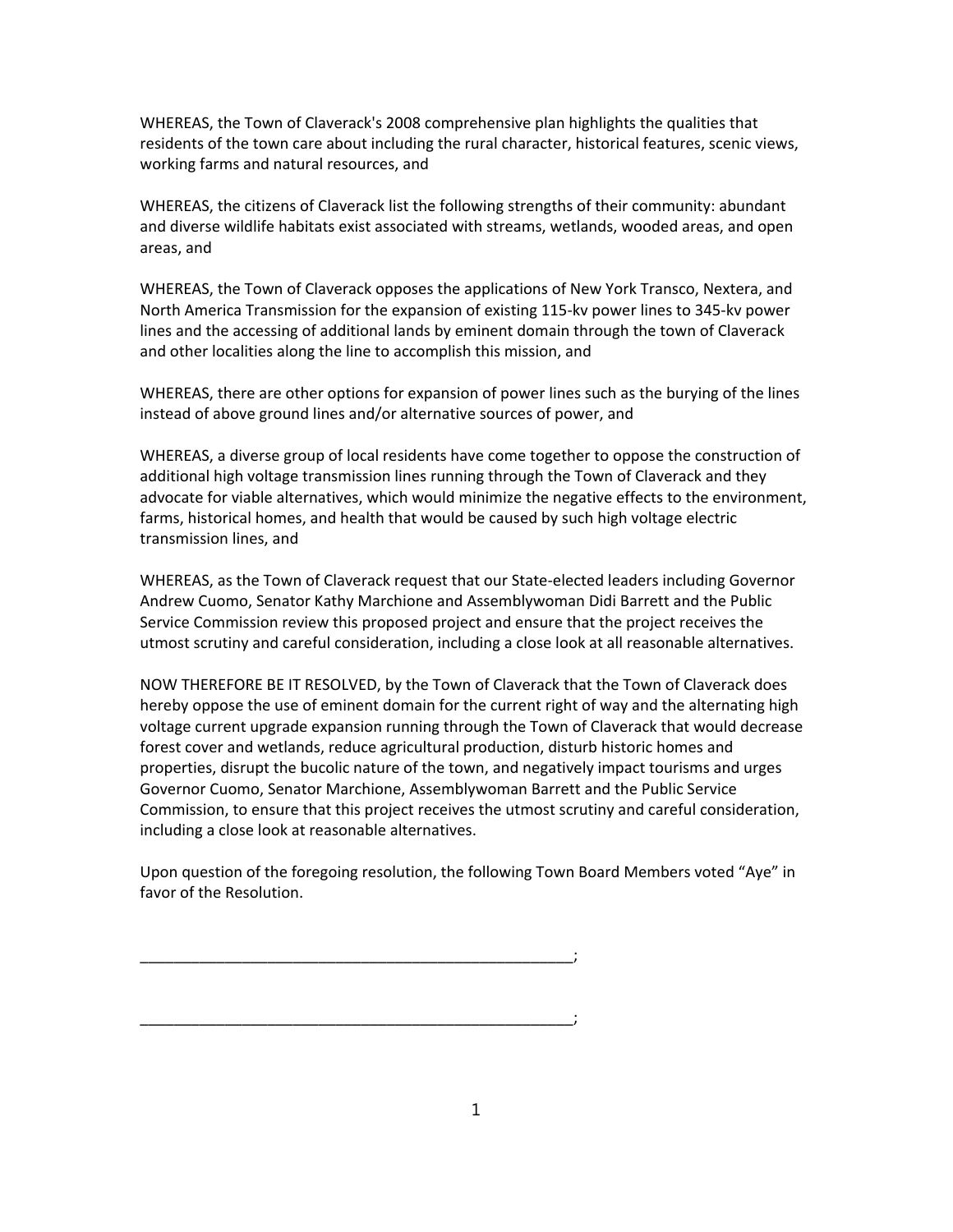WHEREAS, the Town of Claverack's 2008 comprehensive plan highlights the qualities that residents of the town care about including the rural character, historical features, scenic views, working farms and natural resources, and

WHEREAS, the citizens of Claverack list the following strengths of their community: abundant and diverse wildlife habitats exist associated with streams, wetlands, wooded areas, and open areas, and

WHEREAS, the Town of Claverack opposes the applications of New York Transco, Nextera, and North America Transmission for the expansion of existing 115-kv power lines to 345-kv power lines and the accessing of additional lands by eminent domain through the town of Claverack and other localities along the line to accomplish this mission, and

WHEREAS, there are other options for expansion of power lines such as the burying of the lines instead of above ground lines and/or alternative sources of power, and

WHEREAS, a diverse group of local residents have come together to oppose the construction of additional high voltage transmission lines running through the Town of Claverack and they advocate for viable alternatives, which would minimize the negative effects to the environment, farms, historical homes, and health that would be caused by such high voltage electric transmission lines, and

WHEREAS, as the Town of Claverack request that our State-elected leaders including Governor Andrew Cuomo, Senator Kathy Marchione and Assemblywoman Didi Barrett and the Public Service Commission review this proposed project and ensure that the project receives the utmost scrutiny and careful consideration, including a close look at all reasonable alternatives.

NOW THEREFORE BE IT RESOLVED, by the Town of Claverack that the Town of Claverack does hereby oppose the use of eminent domain for the current right of way and the alternating high voltage current upgrade expansion running through the Town of Claverack that would decrease forest cover and wetlands, reduce agricultural production, disturb historic homes and properties, disrupt the bucolic nature of the town, and negatively impact tourisms and urges Governor Cuomo, Senator Marchione, Assemblywoman Barrett and the Public Service Commission, to ensure that this project receives the utmost scrutiny and careful consideration, including a close look at reasonable alternatives.

Upon question of the foregoing resolution, the following Town Board Members voted "Aye" in favor of the Resolution.

___________________________________________________;

___________________________________________________;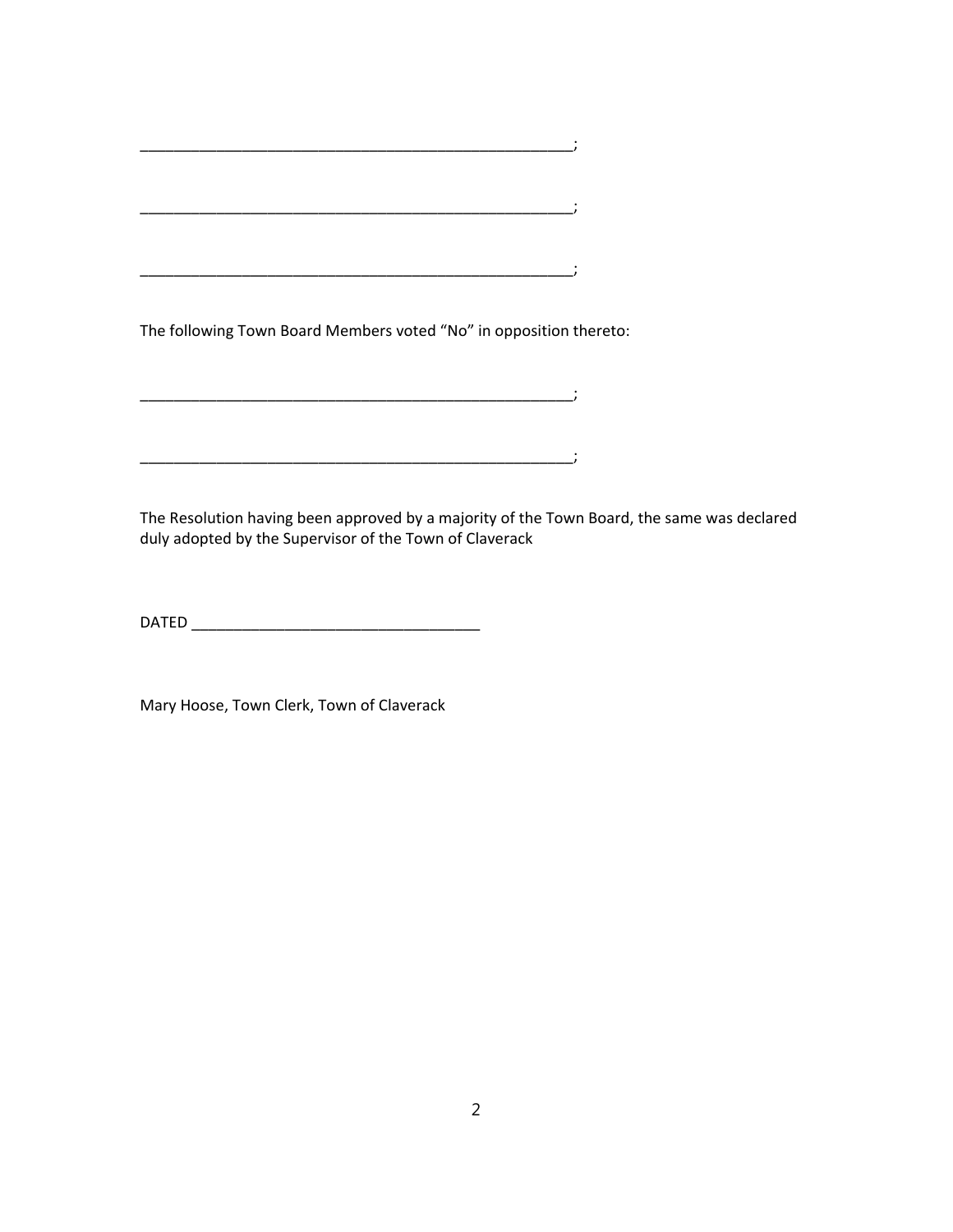_____________________________________________________;

_____________________________________________________;

_____________________________________________________;

The following Town Board Members voted "No" in opposition thereto:

_____________________________________________________;

_____________________________________________________;

The Resolution having been approved by a majority of the Town Board, the same was declared duly adopted by the Supervisor of the Town of Claverack

DATED ___________________________________

Mary Hoose, Town Clerk, Town of Claverack